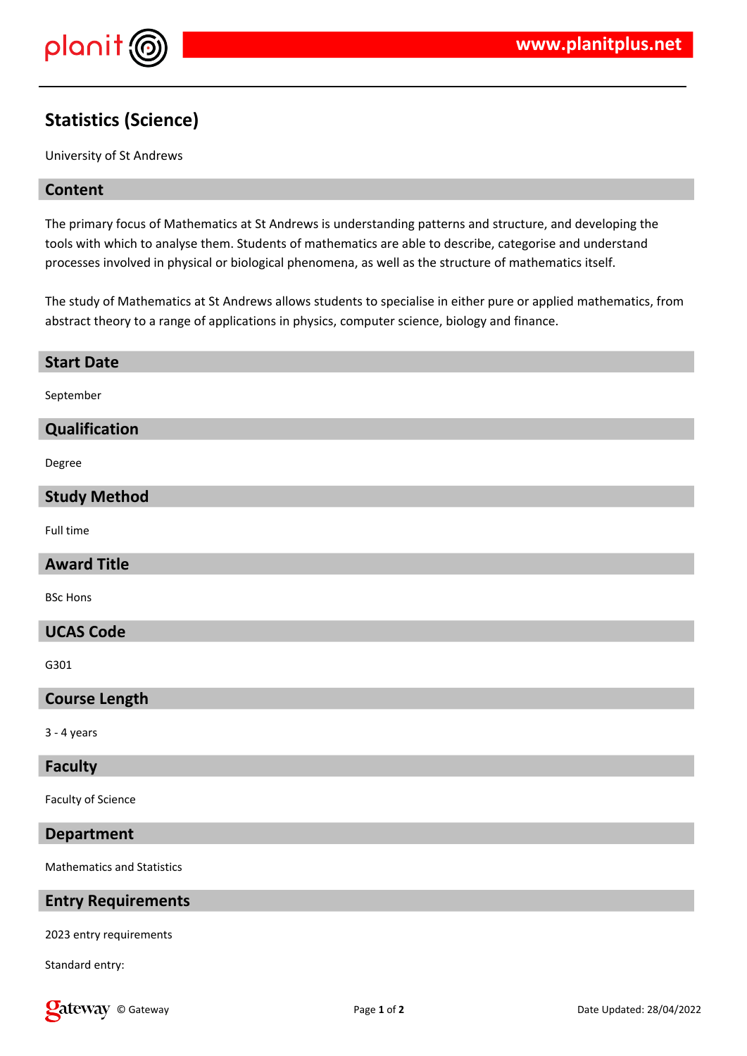# Statistics (Science)

University of St Andrews

## Content

The primary focus of Mathematics at St Andrews is understanding patterns and structure, and developing the tools with which to analyse them. Students of mathematics are able to describe, categorise and understand processes involved in physical or biological phenomena, as well as the structure of mathematics itself.

The study of Mathematics at St Andrews allows students to specialise in either pure or applied mathematics, from abstract theory to a range of applications in physics, computer science, biology and finance.

## Start Date

September

## Qualification

Degree

## Study Method

Full time

## Award Title

BSc Hons

## UCAS Code

G301

## Course Length

3 - 4 years

## Faculty

Faculty of Science

## Department

Mathematics and Statistics

## Entry Requirements

2023 entry requirements

Standard entry: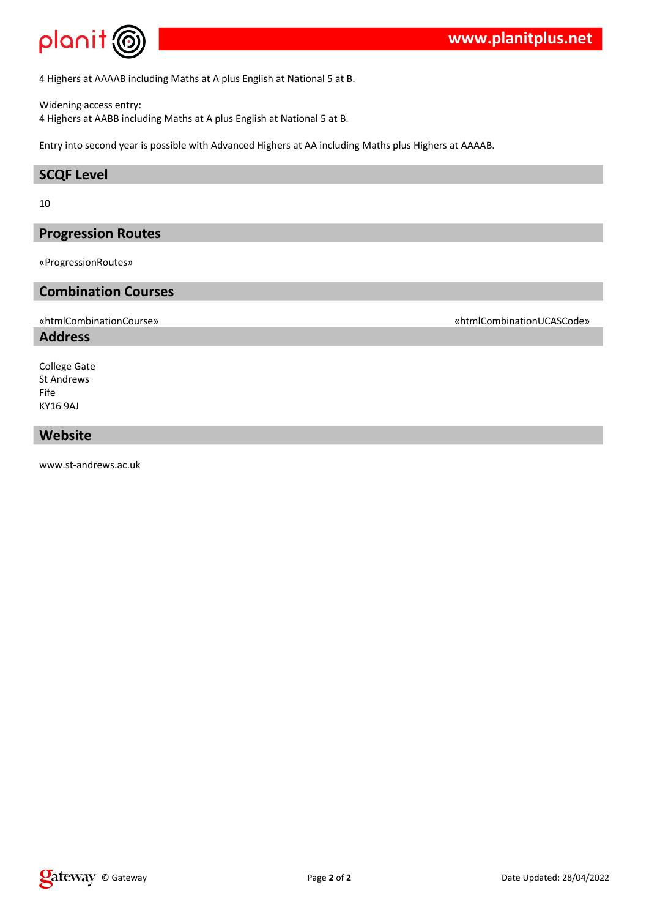4 Highers at AAAAB including Maths at A plus English at National 5 at B.

Widening access entry:
4 Highers at AABB including Maths at A plus English at National 5 at B.

Entry into second year is possible with Advanced Highers at AA including Maths plus Highers at AAAAB.

## SCQF Level

10

## Progression Routes

«ProgressionRoutes»

## Combination Courses

«htmlCombinationCourse» «htmlCombinationUCASCode»

## Address

College Gate
St Andrews
Fife
KY16 9AJ

## Website

www.st-andrews.ac.uk